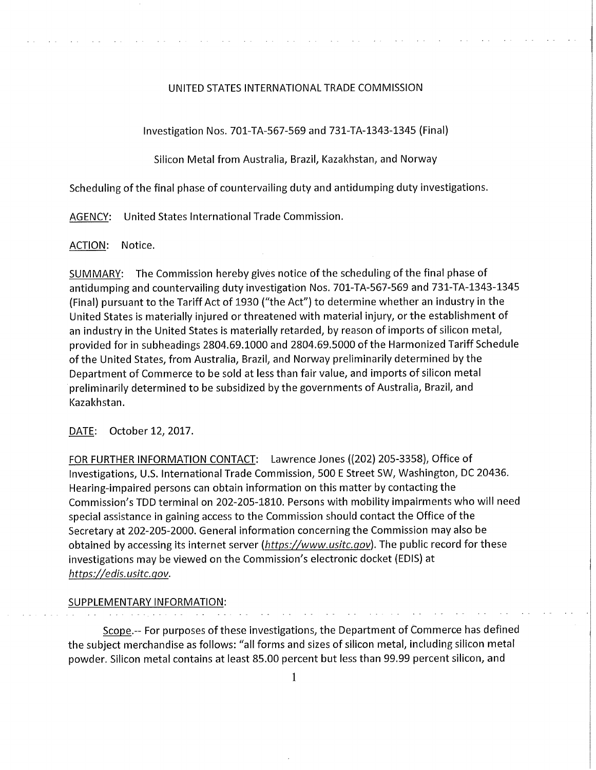UNITED STATES INTERNATIONAL TRADE COMMISSION

Investigation Nos. 701-TA-567-569 and 731-TA-1343-1345 (Final)

Silicon Metal from Australia, Brazil, Kazakhstan, and Norway

Scheduling of the final phase of countervailing duty and antidumping duty investigations.

AGENCY: United States International Trade Commission.

ACTION: Notice.

SUMMARY: The Commission hereby gives notice of the scheduling of the final phase of antidumping and countervailing duty investigation Nos. 701-TA-567-569 and 731-TA-1343-1345 (Final) pursuant to the Tariff Act of 1930 ("the Act") to determine whether an industry in the United States is materially injured or threatened with material injury, or the establishment of an industry in the United States is materially retarded, by reason of imports of silicon metal, provided for in subheadings 2804.69.1000 and 2804.69.5000 of the Harmonized Tariff Schedule of the United States, from Australia, Brazil, and Norway preliminarily determined by the Department of Commerce to be sold at less than fair value, and imports of silicon metal preliminarily determined to be subsidized by the governments of Australia, Brazil, and Kazakhstan.

DATE: October 12, 2017.

FOR FURTHER INFORMATION CONTACT: Lawrence Jones ((202) 205-3358), Office of Investigations, U.S. International Trade Commission, 500 E Street SW, Washington, DC 20436. Hearing-impaired persons can obtain information on this matter by contacting the Commission's TDD terminal on 202-205-1810. Persons with mobility impairments who will need special assistance in gaining access to the Commission should contact the Office of the Secretary at 202-205-2000. General information concerning the Commission may also be obtained by accessing its internet server (*https://www.usitc.gov*). The public record for these investigations may be viewed on the Commission's electronic docket (EDIS) at *https://edis.usitc.gov*.

SUPPLEMENTARY INFORMATION:

Scope.-- For purposes of these investigations, the Department of Commerce has defined the subject merchandise as follows: "all forms and sizes of silicon metal, including silicon metal powder. Silicon metal contains at least 85.00 percent but less than 99.99 percent silicon, and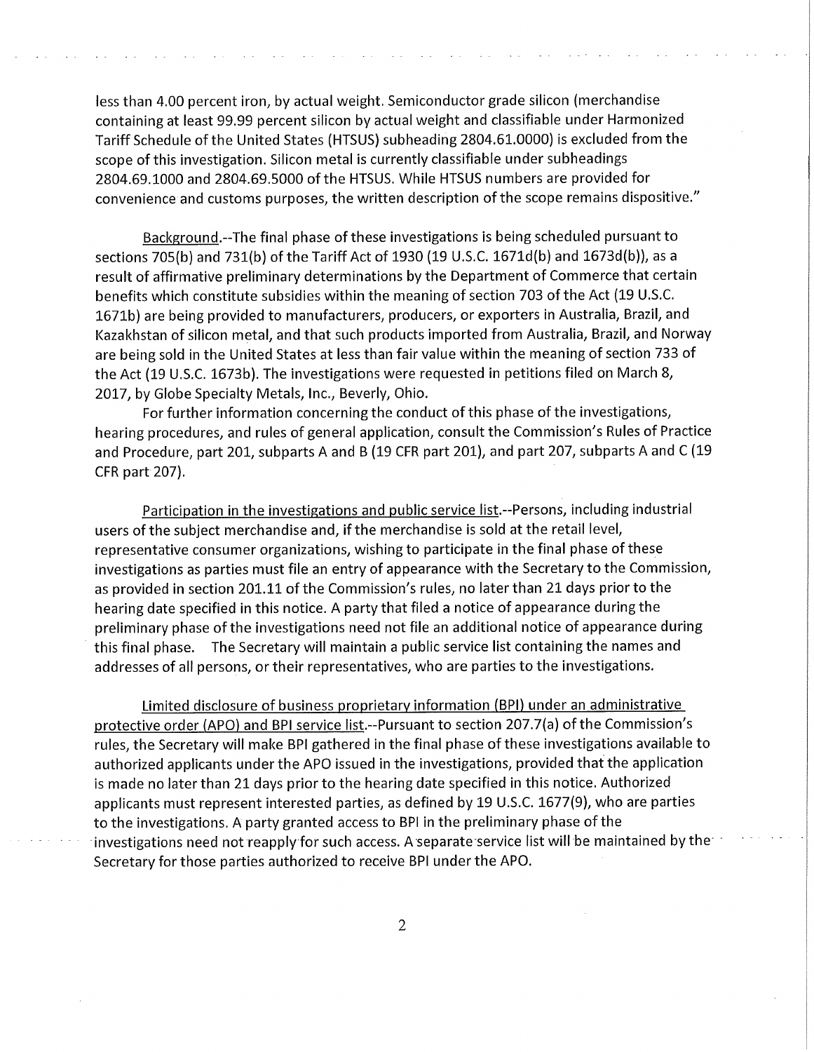less than 4.00 percent iron, by actual weight. Semiconductor grade silicon (merchandise containing at least 99.99 percent silicon by actual weight and classifiable under Harmonized Tariff Schedule of the United States (HTSUS) subheading 2804.61.0000) is excluded from the scope of this investigation. Silicon metal is currently classifiable under subheadings 2804.69.1000 and 2804.69.5000 of the HTSUS. While HTSUS numbers are provided for convenience and customs purposes, the written description of the scope remains dispositive."

Background.--The final phase of these investigations is being scheduled pursuant to sections 705(b) and 731(b) of the Tariff Act of 1930 (19 U.S.C. 1671d(b) and 1673d(b)), as a result of affirmative preliminary determinations by the Department of Commerce that certain benefits which constitute subsidies within the meaning of section 703 of the Act (19 U.S.C. 1671b) are being provided to manufacturers, producers, or exporters in Australia, Brazil, and Kazakhstan of silicon metal, and that such products imported from Australia, Brazil, and Norway are being sold in the United States at less than fair value within the meaning of section 733 of the Act (19 U.S.C. 1673b). The investigations were requested in petitions filed on March 8, 2017, by Globe Specialty Metals, Inc., Beverly, Ohio.

For further information concerning the conduct of this phase of the investigations, hearing procedures, and rules of general application, consult the Commission's Rules of Practice and Procedure, part 201, subparts A and B (19 CFR part 201), and part 207, subparts A and C (19 CFR part 207).

Participation in the investigations and public service list.--Persons, including industrial users of the subject merchandise and, if the merchandise is sold at the retail level, representative consumer organizations, wishing to participate in the final phase of these investigations as parties must file an entry of appearance with the Secretary to the Commission, as provided in section 201.11 of the Commission's rules, no later than 21 days prior to the hearing date specified in this notice. A party that filed a notice of appearance during the preliminary phase of the investigations need not file an additional notice of appearance during this final phase. The Secretary will maintain a public service list containing the names and addresses of all persons, or their representatives, who are parties to the investigations.

Limited disclosure of business proprietary information (BPI) under an administrative protective order (APO) and BPI service list.--Pursuant to section 207.7(a) of the Commission's rules, the Secretary will make BPI gathered in the final phase of these investigations available to authorized applicants under the APO issued in the investigations, provided that the application is made no later than 21 days prior to the hearing date specified in this notice. Authorized applicants must represent interested parties, as defined by 19 U.S.C. 1677(9), who are parties to the investigations. A party granted access to BPI in the preliminary phase of the investigations need not reapply for such access. A separate service list will be maintained by the Secretary for those parties authorized to receive BPI under the APO.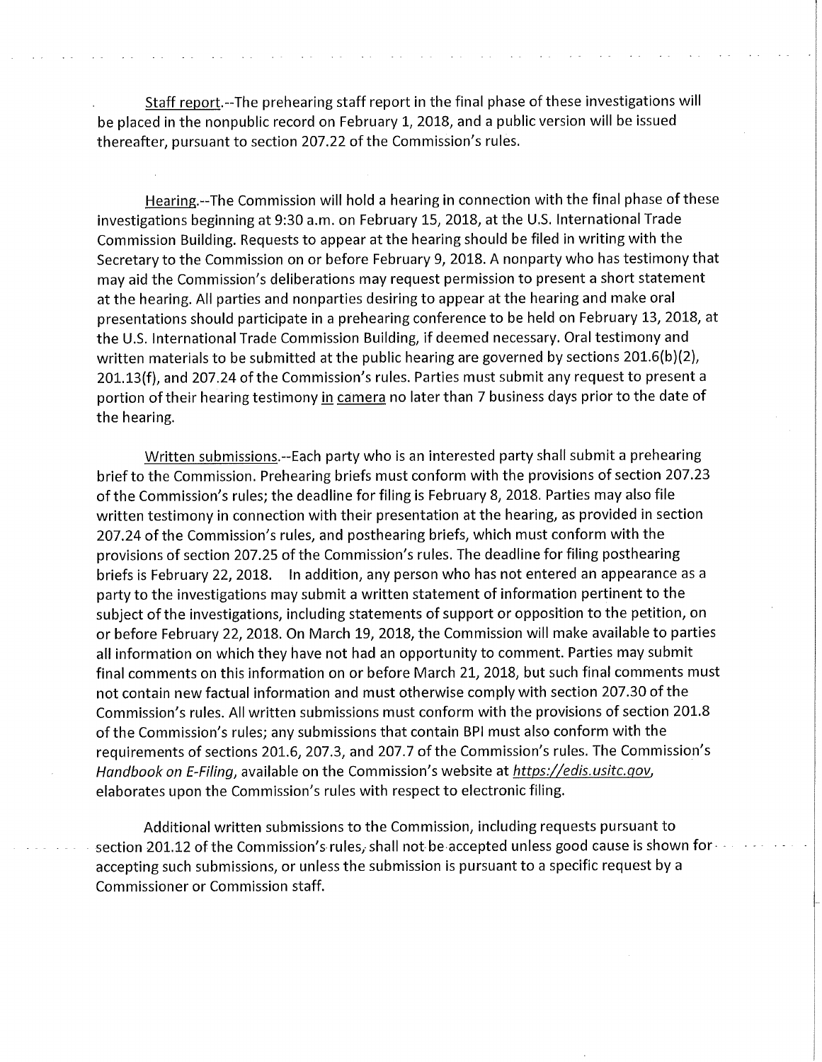Staff report.--The prehearing staff report in the final phase of these investigations will be placed in the nonpublic record on February 1, 2018, and a public version will be issued thereafter, pursuant to section 207.22 of the Commission's rules.

Hearing.--The Commission will hold a hearing in connection with the final phase of these investigations beginning at 9:30 a.m. on February 15, 2018, at the U.S. International Trade Commission Building. Requests to appear at the hearing should be filed in writing with the Secretary to the Commission on or before February 9, 2018. A nonparty who has testimony that may aid the Commission's deliberations may request permission to present a short statement at the hearing. All parties and nonparties desiring to appear at the hearing and make oral presentations should participate in a prehearing conference to be held on February 13, 2018, at the U.S. International Trade Commission Building, if deemed necessary. Oral testimony and written materials to be submitted at the public hearing are governed by sections 201.6(b)(2), 201.13(f), and 207.24 of the Commission's rules. Parties must submit any request to present a portion of their hearing testimony in camera no later than 7 business days prior to the date of the hearing.

Written submissions.--Each party who is an interested party shall submit a prehearing brief to the Commission. Prehearing briefs must conform with the provisions of section 207.23 of the Commission's rules; the deadline for filing is February 8, 2018. Parties may also file written testimony in connection with their presentation at the hearing, as provided in section 207.24 of the Commission's rules, and posthearing briefs, which must conform with the provisions of section 207.25 of the Commission's rules. The deadline for filing posthearing briefs is February 22, 2018. In addition, any person who has not entered an appearance as a party to the investigations may submit a written statement of information pertinent to the subject of the investigations, including statements of support or opposition to the petition, on or before February 22, 2018. On March 19, 2018, the Commission will make available to parties all information on which they have not had an opportunity to comment. Parties may submit final comments on this information on or before March 21, 2018, but such final comments must not contain new factual information and must otherwise comply with section 207.30 of the Commission's rules. All written submissions must conform with the provisions of section 201.8 of the Commission's rules; any submissions that contain BPI must also conform with the requirements of sections 201.6, 207.3, and 207.7 of the Commission's rules. The Commission's *Handbook on E-Filing*, available on the Commission's website at *https://edis.usitc.gov*, elaborates upon the Commission's rules with respect to electronic filing.

Additional written submissions to the Commission, including requests pursuant to section 201.12 of the Commission's rules, shall not be accepted unless good cause is shown for accepting such submissions, or unless the submission is pursuant to a specific request by a Commissioner or Commission staff.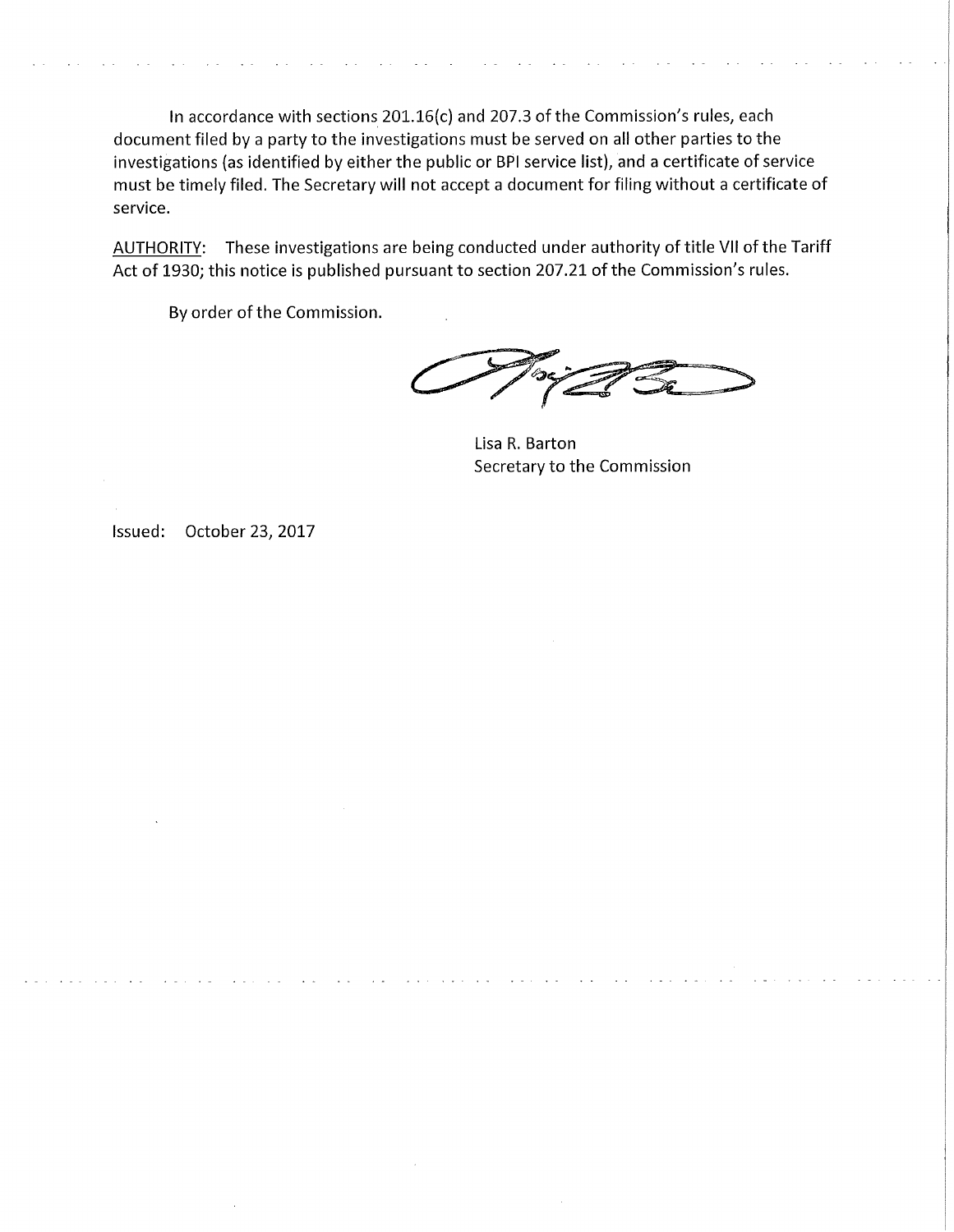In accordance with sections 201.16(c) and 207.3 of the Commission's rules, each document filed by a party to the investigations must be served on all other parties to the investigations (as identified by either the public or BPI service list), and a certificate of service must be timely filed. The Secretary will not accept a document for filing without a certificate of service.

AUTHORITY: These investigations are being conducted under authority of title VII of the Tariff Act of 1930; this notice is published pursuant to section 207.21 of the Commission's rules.

By order of the Commission.

Lisa R. Barton
Secretary to the Commission

Issued: October 23, 2017